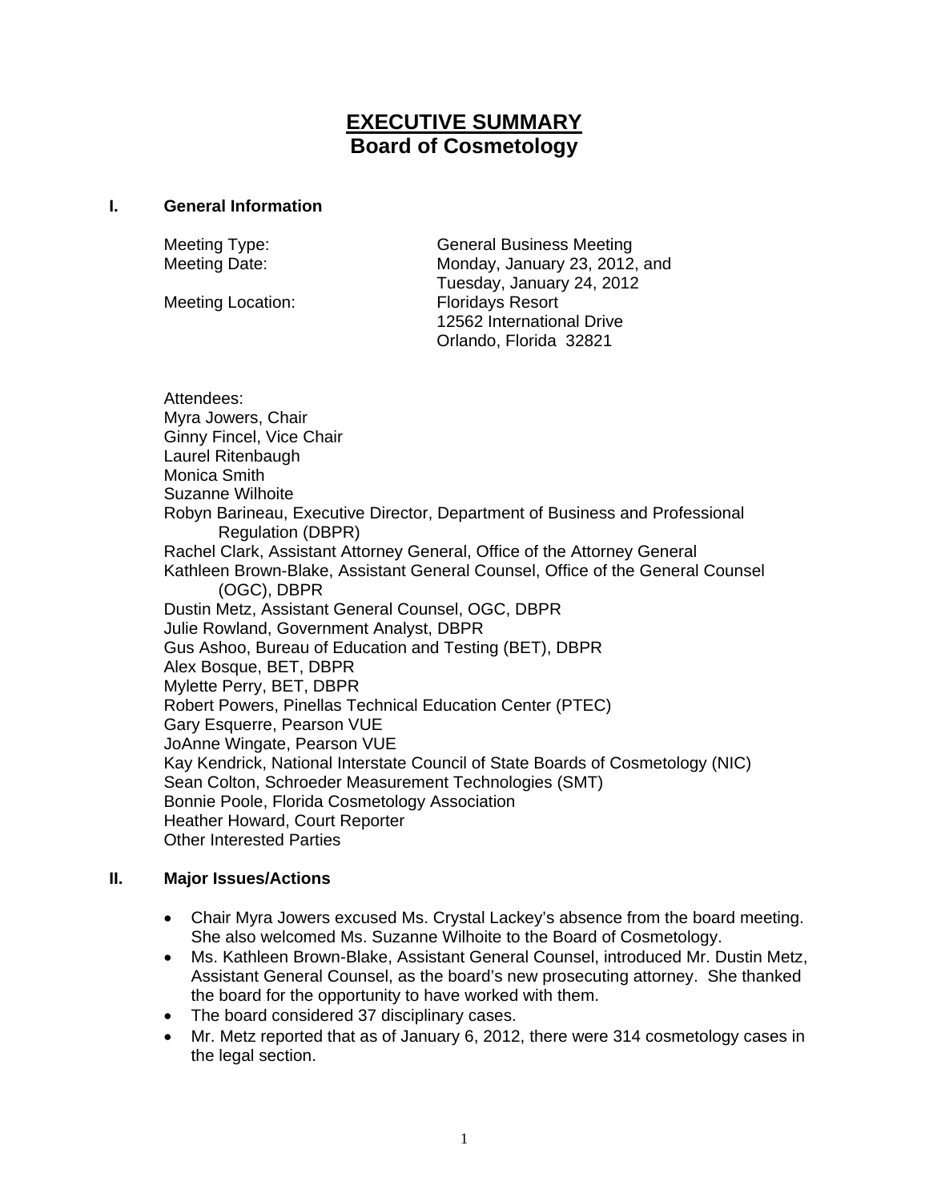# EXECUTIVE SUMMARY
## Board of Cosmetology

### I. General Information

Meeting Type: General Business Meeting
Meeting Date: Monday, January 23, 2012, and Tuesday, January 24, 2012
Meeting Location: Floridays Resort
12562 International Drive
Orlando, Florida 32821

Attendees:
Myra Jowers, Chair
Ginny Fincel, Vice Chair
Laurel Ritenbaugh
Monica Smith
Suzanne Wilhoite
Robyn Barineau, Executive Director, Department of Business and Professional Regulation (DBPR)
Rachel Clark, Assistant Attorney General, Office of the Attorney General
Kathleen Brown-Blake, Assistant General Counsel, Office of the General Counsel (OGC), DBPR
Dustin Metz, Assistant General Counsel, OGC, DBPR
Julie Rowland, Government Analyst, DBPR
Gus Ashoo, Bureau of Education and Testing (BET), DBPR
Alex Bosque, BET, DBPR
Mylette Perry, BET, DBPR
Robert Powers, Pinellas Technical Education Center (PTEC)
Gary Esquerre, Pearson VUE
JoAnne Wingate, Pearson VUE
Kay Kendrick, National Interstate Council of State Boards of Cosmetology (NIC)
Sean Colton, Schroeder Measurement Technologies (SMT)
Bonnie Poole, Florida Cosmetology Association
Heather Howard, Court Reporter
Other Interested Parties

### II. Major Issues/Actions

- Chair Myra Jowers excused Ms. Crystal Lackey's absence from the board meeting. She also welcomed Ms. Suzanne Wilhoite to the Board of Cosmetology.
- Ms. Kathleen Brown-Blake, Assistant General Counsel, introduced Mr. Dustin Metz, Assistant General Counsel, as the board's new prosecuting attorney. She thanked the board for the opportunity to have worked with them.
- The board considered 37 disciplinary cases.
- Mr. Metz reported that as of January 6, 2012, there were 314 cosmetology cases in the legal section.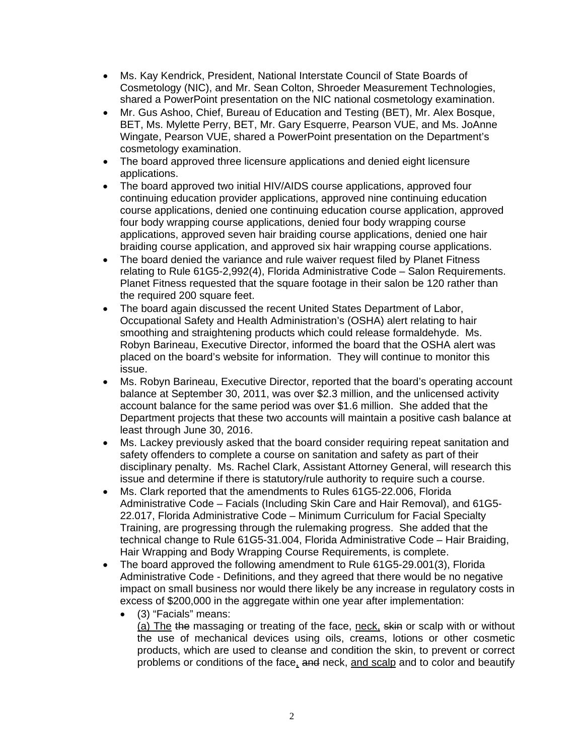- Ms. Kay Kendrick, President, National Interstate Council of State Boards of Cosmetology (NIC), and Mr. Sean Colton, Shroeder Measurement Technologies, shared a PowerPoint presentation on the NIC national cosmetology examination.
- Mr. Gus Ashoo, Chief, Bureau of Education and Testing (BET), Mr. Alex Bosque, BET, Ms. Mylette Perry, BET, Mr. Gary Esquerre, Pearson VUE, and Ms. JoAnne Wingate, Pearson VUE, shared a PowerPoint presentation on the Department's cosmetology examination.
- The board approved three licensure applications and denied eight licensure applications.
- The board approved two initial HIV/AIDS course applications, approved four continuing education provider applications, approved nine continuing education course applications, denied one continuing education course application, approved four body wrapping course applications, denied four body wrapping course applications, approved seven hair braiding course applications, denied one hair braiding course application, and approved six hair wrapping course applications.
- The board denied the variance and rule waiver request filed by Planet Fitness relating to Rule 61G5-2,992(4), Florida Administrative Code – Salon Requirements. Planet Fitness requested that the square footage in their salon be 120 rather than the required 200 square feet.
- The board again discussed the recent United States Department of Labor, Occupational Safety and Health Administration's (OSHA) alert relating to hair smoothing and straightening products which could release formaldehyde. Ms. Robyn Barineau, Executive Director, informed the board that the OSHA alert was placed on the board's website for information. They will continue to monitor this issue.
- Ms. Robyn Barineau, Executive Director, reported that the board's operating account balance at September 30, 2011, was over $2.3 million, and the unlicensed activity account balance for the same period was over $1.6 million. She added that the Department projects that these two accounts will maintain a positive cash balance at least through June 30, 2016.
- Ms. Lackey previously asked that the board consider requiring repeat sanitation and safety offenders to complete a course on sanitation and safety as part of their disciplinary penalty. Ms. Rachel Clark, Assistant Attorney General, will research this issue and determine if there is statutory/rule authority to require such a course.
- Ms. Clark reported that the amendments to Rules 61G5-22.006, Florida Administrative Code – Facials (Including Skin Care and Hair Removal), and 61G5-22.017, Florida Administrative Code – Minimum Curriculum for Facial Specialty Training, are progressing through the rulemaking progress. She added that the technical change to Rule 61G5-31.004, Florida Administrative Code – Hair Braiding, Hair Wrapping and Body Wrapping Course Requirements, is complete.
- The board approved the following amendment to Rule 61G5-29.001(3), Florida Administrative Code - Definitions, and they agreed that there would be no negative impact on small business nor would there likely be any increase in regulatory costs in excess of $200,000 in the aggregate within one year after implementation:
  - (3) "Facials" means:
    <u>(a) The</u> ~~the~~ massaging or treating of the face, <u>neck,</u> ~~skin~~ or scalp with or without the use of mechanical devices using oils, creams, lotions or other cosmetic products, which are used to cleanse and condition the skin, to prevent or correct problems or conditions of the face<u>,</u> ~~and~~ neck, <u>and scalp</u> and to color and beautify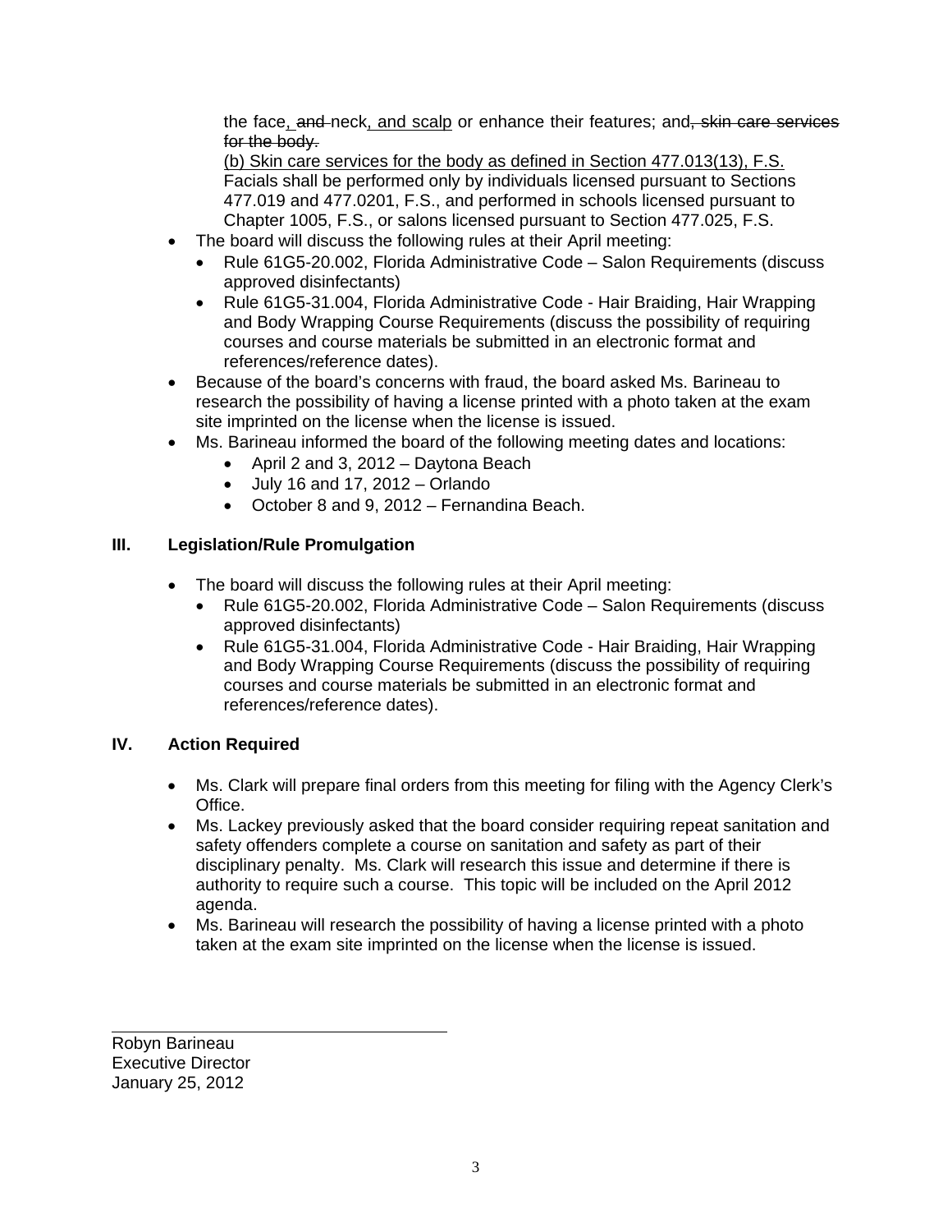the face, ~~and~~ neck, and scalp or enhance their features; and~~, skin care services for the body.~~

(b) Skin care services for the body as defined in Section 477.013(13), F.S. Facials shall be performed only by individuals licensed pursuant to Sections 477.019 and 477.0201, F.S., and performed in schools licensed pursuant to Chapter 1005, F.S., or salons licensed pursuant to Section 477.025, F.S.

- The board will discuss the following rules at their April meeting:
  - Rule 61G5-20.002, Florida Administrative Code – Salon Requirements (discuss approved disinfectants)
  - Rule 61G5-31.004, Florida Administrative Code - Hair Braiding, Hair Wrapping and Body Wrapping Course Requirements (discuss the possibility of requiring courses and course materials be submitted in an electronic format and references/reference dates).
- Because of the board's concerns with fraud, the board asked Ms. Barineau to research the possibility of having a license printed with a photo taken at the exam site imprinted on the license when the license is issued.
- Ms. Barineau informed the board of the following meeting dates and locations:
  - April 2 and 3, 2012 – Daytona Beach
  - July 16 and 17, 2012 – Orlando
  - October 8 and 9, 2012 – Fernandina Beach.

## III. Legislation/Rule Promulgation

- The board will discuss the following rules at their April meeting:
  - Rule 61G5-20.002, Florida Administrative Code – Salon Requirements (discuss approved disinfectants)
  - Rule 61G5-31.004, Florida Administrative Code - Hair Braiding, Hair Wrapping and Body Wrapping Course Requirements (discuss the possibility of requiring courses and course materials be submitted in an electronic format and references/reference dates).

## IV. Action Required

- Ms. Clark will prepare final orders from this meeting for filing with the Agency Clerk's Office.
- Ms. Lackey previously asked that the board consider requiring repeat sanitation and safety offenders complete a course on sanitation and safety as part of their disciplinary penalty. Ms. Clark will research this issue and determine if there is authority to require such a course. This topic will be included on the April 2012 agenda.
- Ms. Barineau will research the possibility of having a license printed with a photo taken at the exam site imprinted on the license when the license is issued.

Robyn Barineau
Executive Director
January 25, 2012